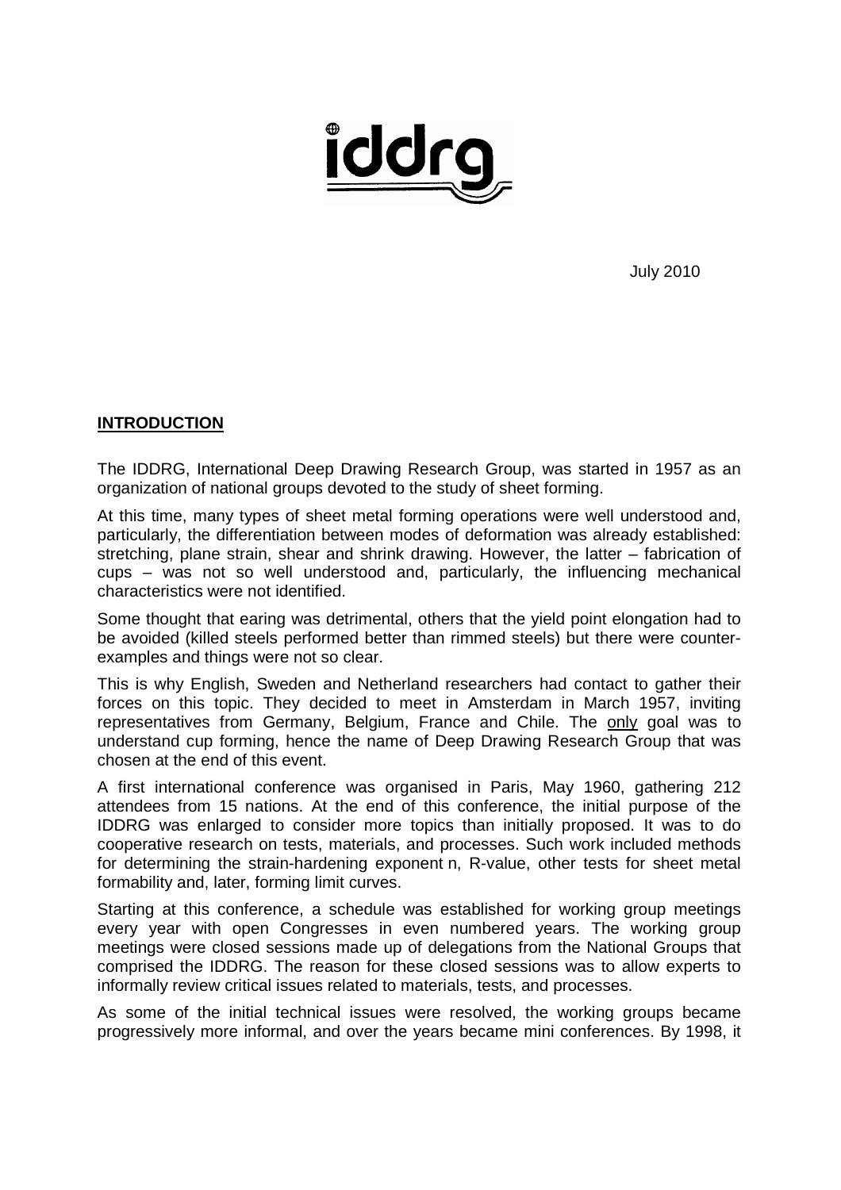iddrg

July 2010

## INTRODUCTION

The IDDRG, International Deep Drawing Research Group, was started in 1957 as an organization of national groups devoted to the study of sheet forming.

At this time, many types of sheet metal forming operations were well understood and, particularly, the differentiation between modes of deformation was already established: stretching, plane strain, shear and shrink drawing. However, the latter – fabrication of cups – was not so well understood and, particularly, the influencing mechanical characteristics were not identified.

Some thought that earing was detrimental, others that the yield point elongation had to be avoided (killed steels performed better than rimmed steels) but there were counter-examples and things were not so clear.

This is why English, Sweden and Netherland researchers had contact to gather their forces on this topic. They decided to meet in Amsterdam in March 1957, inviting representatives from Germany, Belgium, France and Chile. The only goal was to understand cup forming, hence the name of Deep Drawing Research Group that was chosen at the end of this event.

A first international conference was organised in Paris, May 1960, gathering 212 attendees from 15 nations. At the end of this conference, the initial purpose of the IDDRG was enlarged to consider more topics than initially proposed. It was to do cooperative research on tests, materials, and processes. Such work included methods for determining the strain-hardening exponent n, R-value, other tests for sheet metal formability and, later, forming limit curves.

Starting at this conference, a schedule was established for working group meetings every year with open Congresses in even numbered years. The working group meetings were closed sessions made up of delegations from the National Groups that comprised the IDDRG. The reason for these closed sessions was to allow experts to informally review critical issues related to materials, tests, and processes.

As some of the initial technical issues were resolved, the working groups became progressively more informal, and over the years became mini conferences. By 1998, it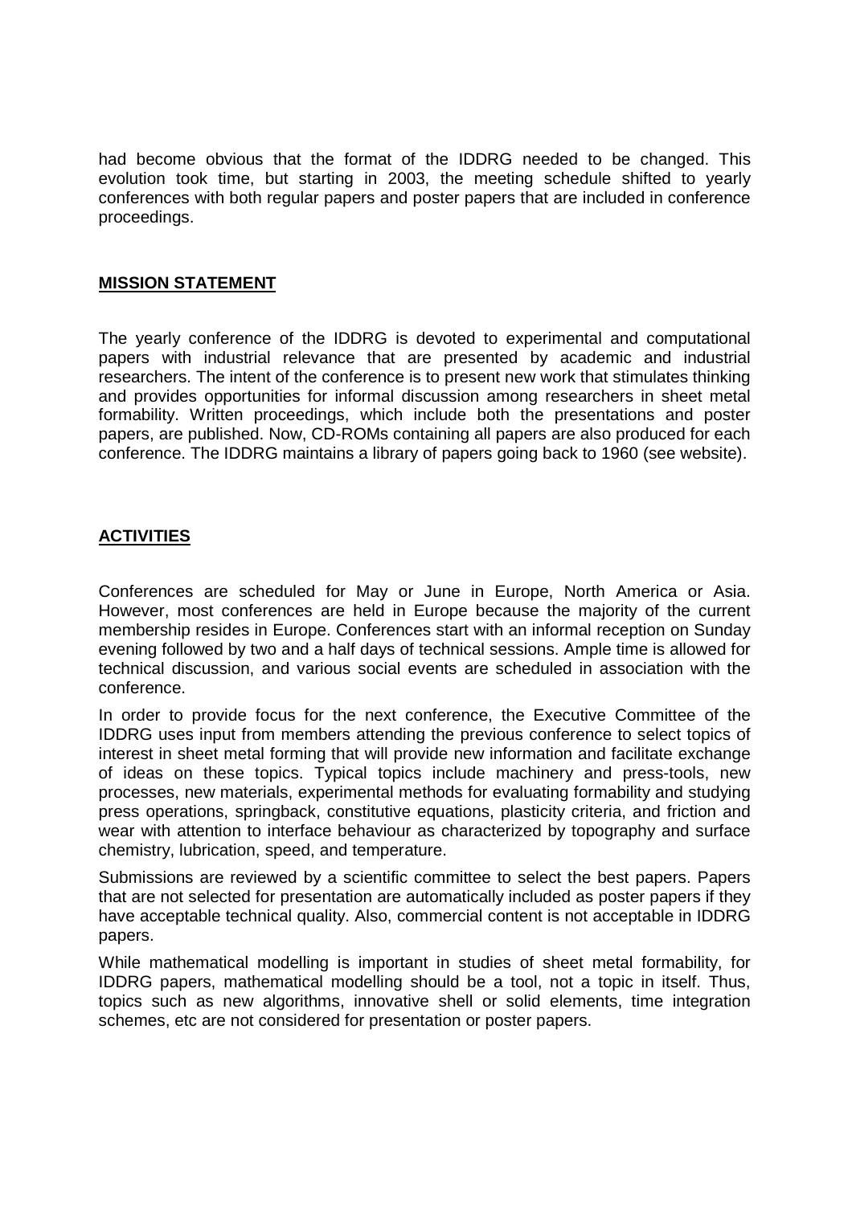had become obvious that the format of the IDDRG needed to be changed. This evolution took time, but starting in 2003, the meeting schedule shifted to yearly conferences with both regular papers and poster papers that are included in conference proceedings.

## MISSION STATEMENT

The yearly conference of the IDDRG is devoted to experimental and computational papers with industrial relevance that are presented by academic and industrial researchers. The intent of the conference is to present new work that stimulates thinking and provides opportunities for informal discussion among researchers in sheet metal formability. Written proceedings, which include both the presentations and poster papers, are published. Now, CD-ROMs containing all papers are also produced for each conference. The IDDRG maintains a library of papers going back to 1960 (see website).

## ACTIVITIES

Conferences are scheduled for May or June in Europe, North America or Asia. However, most conferences are held in Europe because the majority of the current membership resides in Europe. Conferences start with an informal reception on Sunday evening followed by two and a half days of technical sessions. Ample time is allowed for technical discussion, and various social events are scheduled in association with the conference.

In order to provide focus for the next conference, the Executive Committee of the IDDRG uses input from members attending the previous conference to select topics of interest in sheet metal forming that will provide new information and facilitate exchange of ideas on these topics. Typical topics include machinery and press-tools, new processes, new materials, experimental methods for evaluating formability and studying press operations, springback, constitutive equations, plasticity criteria, and friction and wear with attention to interface behaviour as characterized by topography and surface chemistry, lubrication, speed, and temperature.

Submissions are reviewed by a scientific committee to select the best papers. Papers that are not selected for presentation are automatically included as poster papers if they have acceptable technical quality. Also, commercial content is not acceptable in IDDRG papers.

While mathematical modelling is important in studies of sheet metal formability, for IDDRG papers, mathematical modelling should be a tool, not a topic in itself. Thus, topics such as new algorithms, innovative shell or solid elements, time integration schemes, etc are not considered for presentation or poster papers.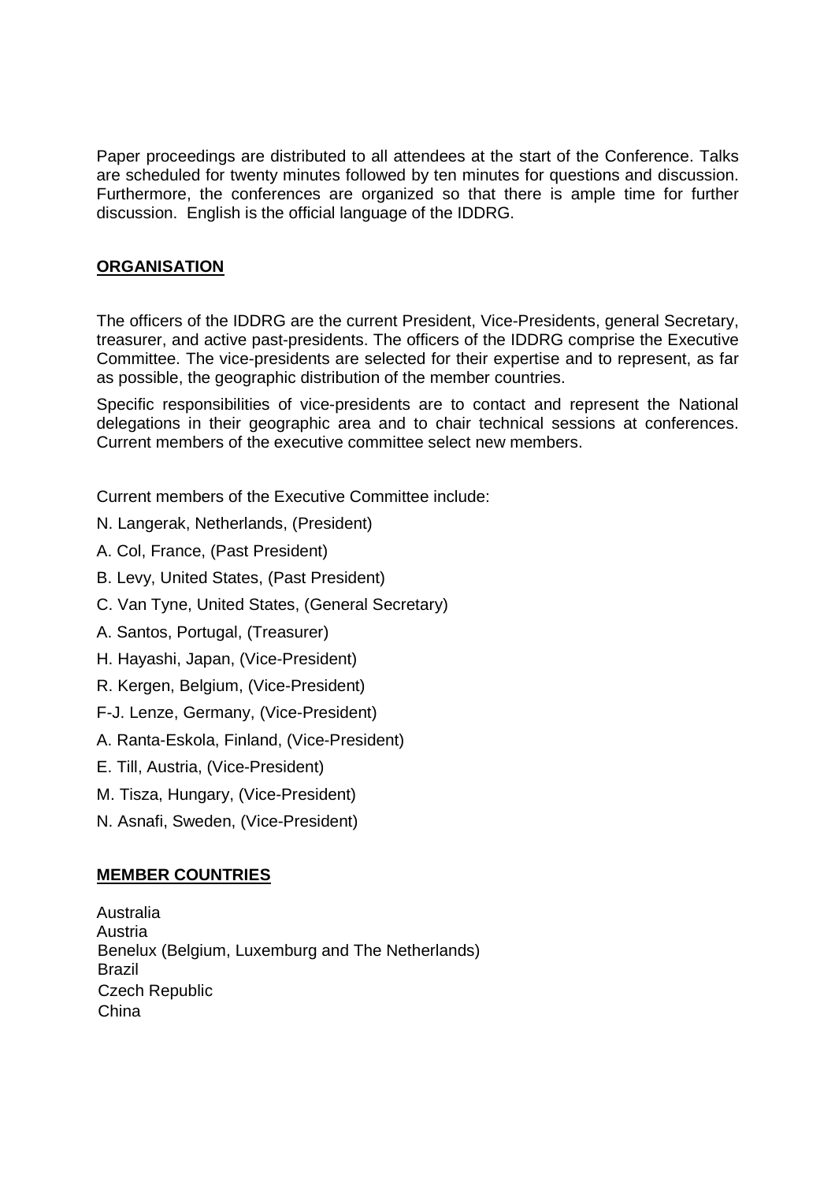Paper proceedings are distributed to all attendees at the start of the Conference. Talks are scheduled for twenty minutes followed by ten minutes for questions and discussion. Furthermore, the conferences are organized so that there is ample time for further discussion. English is the official language of the IDDRG.

## ORGANISATION

The officers of the IDDRG are the current President, Vice-Presidents, general Secretary, treasurer, and active past-presidents. The officers of the IDDRG comprise the Executive Committee. The vice-presidents are selected for their expertise and to represent, as far as possible, the geographic distribution of the member countries.

Specific responsibilities of vice-presidents are to contact and represent the National delegations in their geographic area and to chair technical sessions at conferences. Current members of the executive committee select new members.

Current members of the Executive Committee include:

N. Langerak, Netherlands, (President)

A. Col, France, (Past President)

B. Levy, United States, (Past President)

C. Van Tyne, United States, (General Secretary)

A. Santos, Portugal, (Treasurer)

H. Hayashi, Japan, (Vice-President)

R. Kergen, Belgium, (Vice-President)

F-J. Lenze, Germany, (Vice-President)

A. Ranta-Eskola, Finland, (Vice-President)

E. Till, Austria, (Vice-President)

M. Tisza, Hungary, (Vice-President)

N. Asnafi, Sweden, (Vice-President)

## MEMBER COUNTRIES

Australia
Austria
Benelux (Belgium, Luxemburg and The Netherlands)
Brazil
Czech Republic
China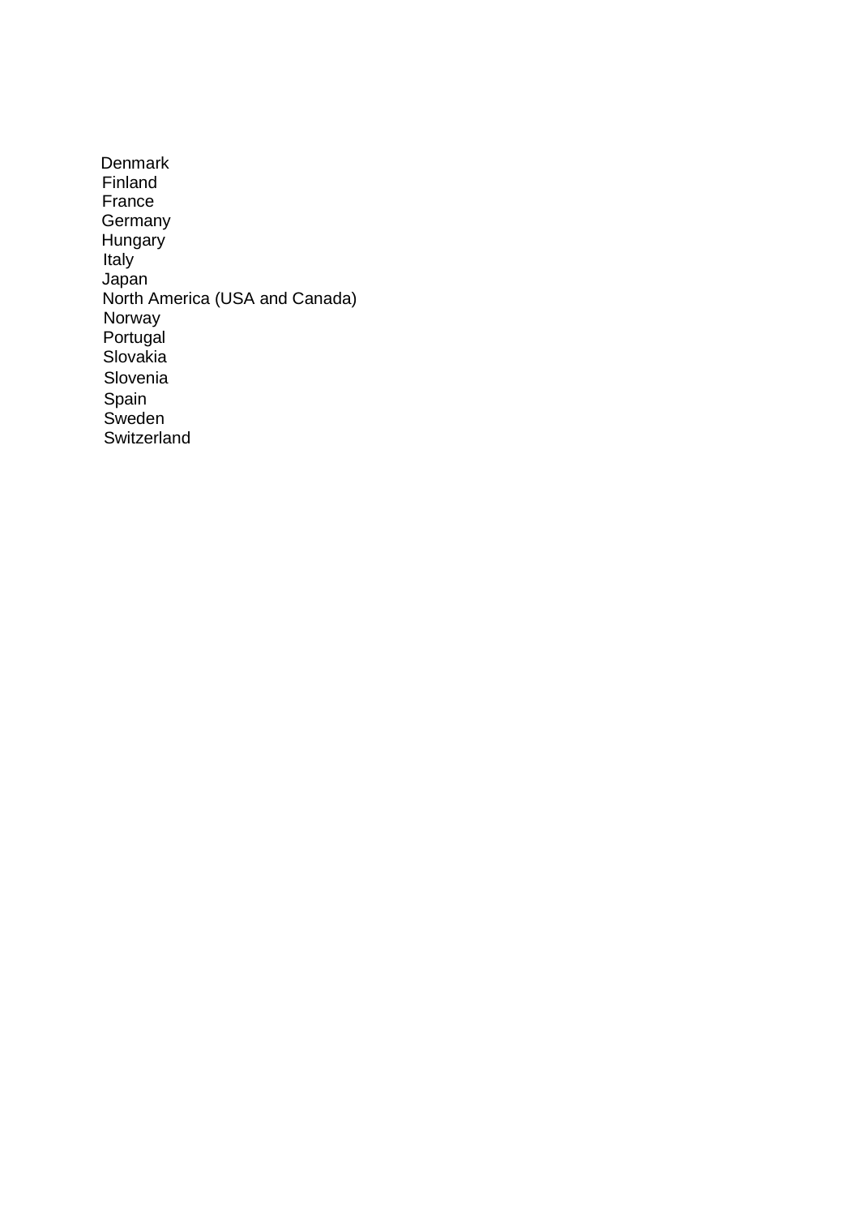Denmark
Finland
France
Germany
Hungary
Italy
Japan
North America (USA and Canada)
Norway
Portugal
Slovakia
Slovenia
Spain
Sweden
Switzerland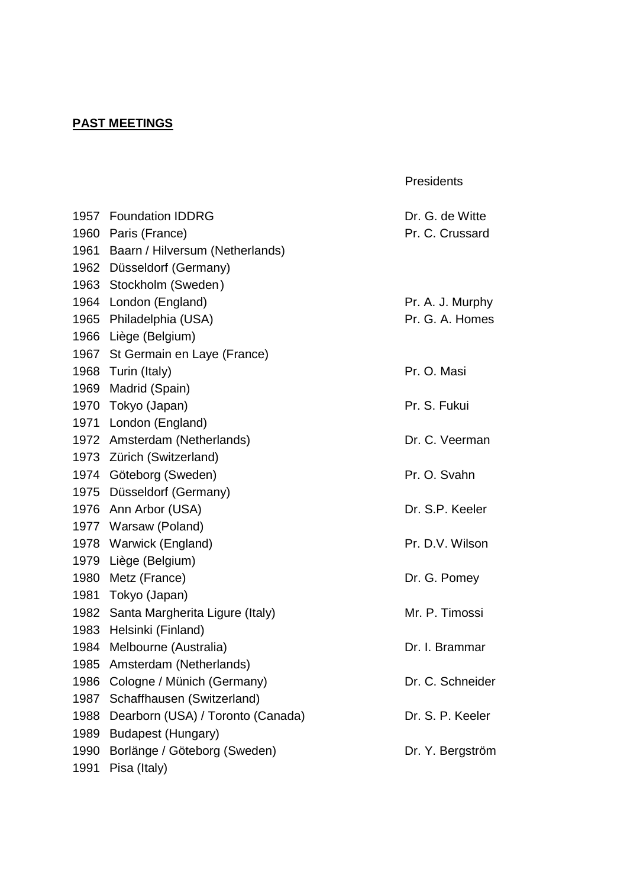**PAST MEETINGS**

| Year | Location | Presidents |
|---|---|---|
| 1957 | Foundation IDDRG | Dr. G. de Witte |
| 1960 | Paris (France) | Pr. C. Crussard |
| 1961 | Baarn / Hilversum (Netherlands) | |
| 1962 | Düsseldorf (Germany) | |
| 1963 | Stockholm (Sweden) | |
| 1964 | London (England) | Pr. A. J. Murphy |
| 1965 | Philadelphia (USA) | Pr. G. A. Homes |
| 1966 | Liège (Belgium) | |
| 1967 | St Germain en Laye (France) | |
| 1968 | Turin (Italy) | Pr. O. Masi |
| 1969 | Madrid (Spain) | |
| 1970 | Tokyo (Japan) | Pr. S. Fukui |
| 1971 | London (England) | |
| 1972 | Amsterdam (Netherlands) | Dr. C. Veerman |
| 1973 | Zürich (Switzerland) | |
| 1974 | Göteborg (Sweden) | Pr. O. Svahn |
| 1975 | Düsseldorf (Germany) | |
| 1976 | Ann Arbor (USA) | Dr. S.P. Keeler |
| 1977 | Warsaw (Poland) | |
| 1978 | Warwick (England) | Pr. D.V. Wilson |
| 1979 | Liège (Belgium) | |
| 1980 | Metz (France) | Dr. G. Pomey |
| 1981 | Tokyo (Japan) | |
| 1982 | Santa Margherita Ligure (Italy) | Mr. P. Timossi |
| 1983 | Helsinki (Finland) | |
| 1984 | Melbourne (Australia) | Dr. I. Brammar |
| 1985 | Amsterdam (Netherlands) | |
| 1986 | Cologne / Münich (Germany) | Dr. C. Schneider |
| 1987 | Schaffhausen (Switzerland) | |
| 1988 | Dearborn (USA) / Toronto (Canada) | Dr. S. P. Keeler |
| 1989 | Budapest (Hungary) | |
| 1990 | Borlänge / Göteborg (Sweden) | Dr. Y. Bergström |
| 1991 | Pisa (Italy) | |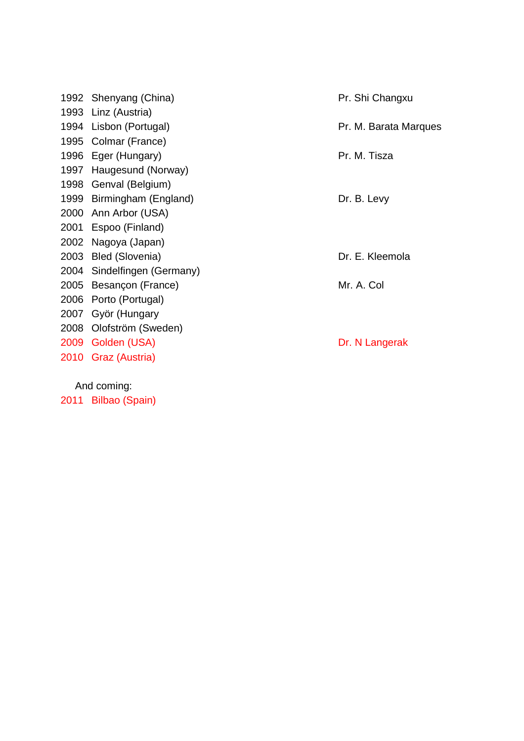| | | |
|---|---|---|
| 1992 | Shenyang (China) | Pr. Shi Changxu |
| 1993 | Linz (Austria) | |
| 1994 | Lisbon (Portugal) | Pr. M. Barata Marques |
| 1995 | Colmar (France) | |
| 1996 | Eger (Hungary) | Pr. M. Tisza |
| 1997 | Haugesund (Norway) | |
| 1998 | Genval (Belgium) | |
| 1999 | Birmingham (England) | Dr. B. Levy |
| 2000 | Ann Arbor (USA) | |
| 2001 | Espoo (Finland) | |
| 2002 | Nagoya (Japan) | |
| 2003 | Bled (Slovenia) | Dr. E. Kleemola |
| 2004 | Sindelfingen (Germany) | |
| 2005 | Besançon (France) | Mr. A. Col |
| 2006 | Porto (Portugal) | |
| 2007 | Györ (Hungary | |
| 2008 | Olofström (Sweden) | |
| 2009 | Golden (USA) | Dr. N Langerak |
| 2010 | Graz (Austria) | |

And coming:

2011 Bilbao (Spain)